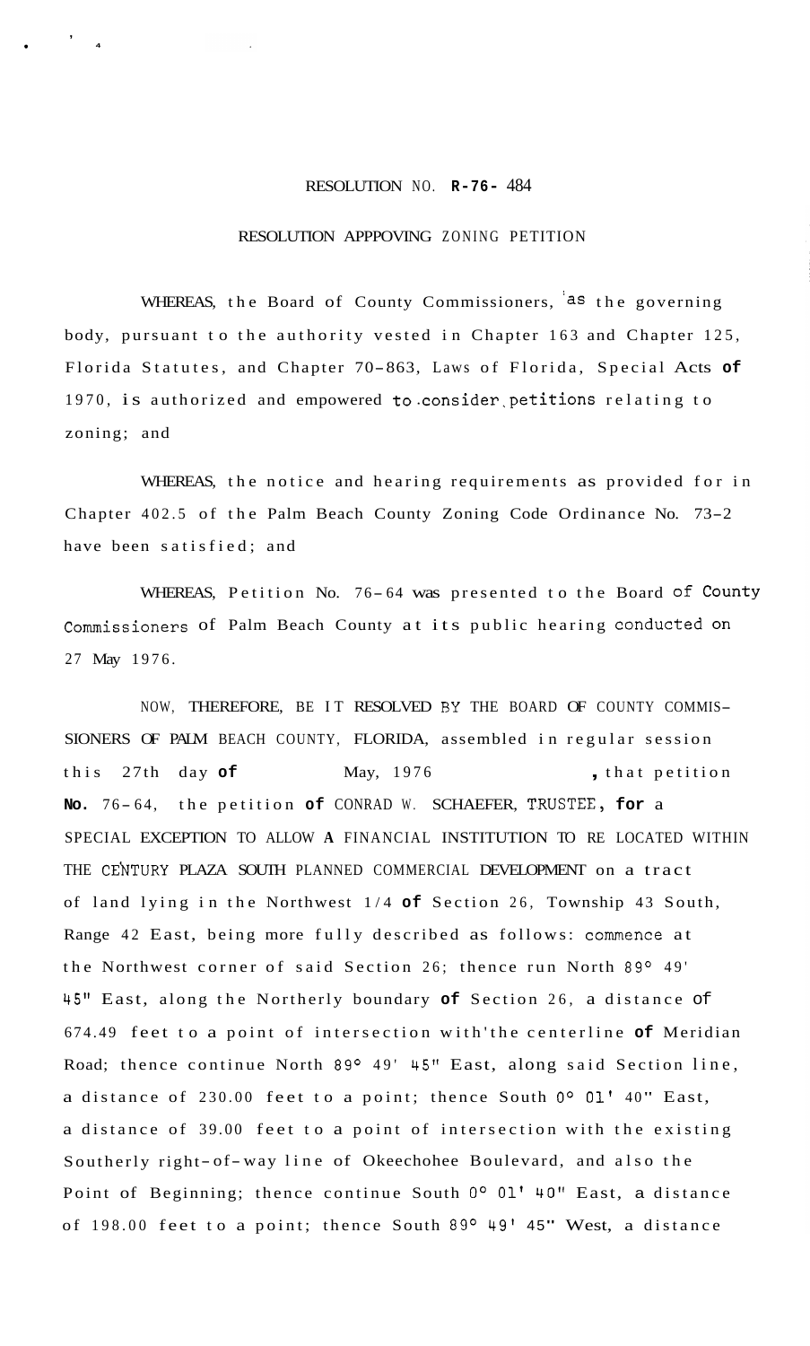RESOLUTION NO. **R-76-** 484

RESOLUTION APPPOVING ZONING PETITION

WHEREAS, the Board of County Commissioners, as the governing body, pursuant to the authority vested in Chapter 163 and Chapter 125, Florida Statutes, and Chapter 70-863, Laws of Florida, Special Acts **of** 1970, is authorized and empowered to consider petitions relating to zoning; and

WHEREAS, the notice and hearing requirements as provided for in Chapter 402.5 of the Palm Beach County Zoning Code Ordinance No. 73-2 have been satisfied; and

WHEREAS, Petition No. 76-64 was presented to the Board of County Commissioners of Palm Beach County at its public hearing conducted on 27 May 1976.

NOW, THEREFORE, BE IT RESOLVED BY THE BOARD OF COUNTY COMMISSIONERS OF PALM BEACH COUNTY, FLORIDA, assembled in regular session this 27th day **of** May, 1976, that petition **No.** 76-64, the petition **of** CONRAD W. SCHAEFER, TRUSTEE, **for** a SPECIAL EXCEPTION TO ALLOW **A** FINANCIAL INSTITUTION TO RE LOCATED WITHIN THE CENTURY PLAZA SOUTH PLANNED COMMERCIAL DEVELOPMENT on a tract of land lying in the Northwest 1/4 **of** Section 26, Township 43 South, Range 42 East, being more fully described as follows: commence at the Northwest corner of said Section 26; thence run North 89° 49' 45" East, along the Northerly boundary **of** Section 26, a distance of 674.49 feet to a point of intersection with the centerline **of** Meridian Road; thence continue North 89° 49' 45" East, along said Section line, a distance of 230.00 feet to a point; thence South 0° 01' 40" East, a distance of 39.00 feet to a point of intersection with the existing Southerly right-of-way line of Okeechohee Boulevard, and also the Point of Beginning; thence continue South 0° 01' 40" East, a distance of 198.00 feet to a point; thence South 89° 49' 45" West, a distance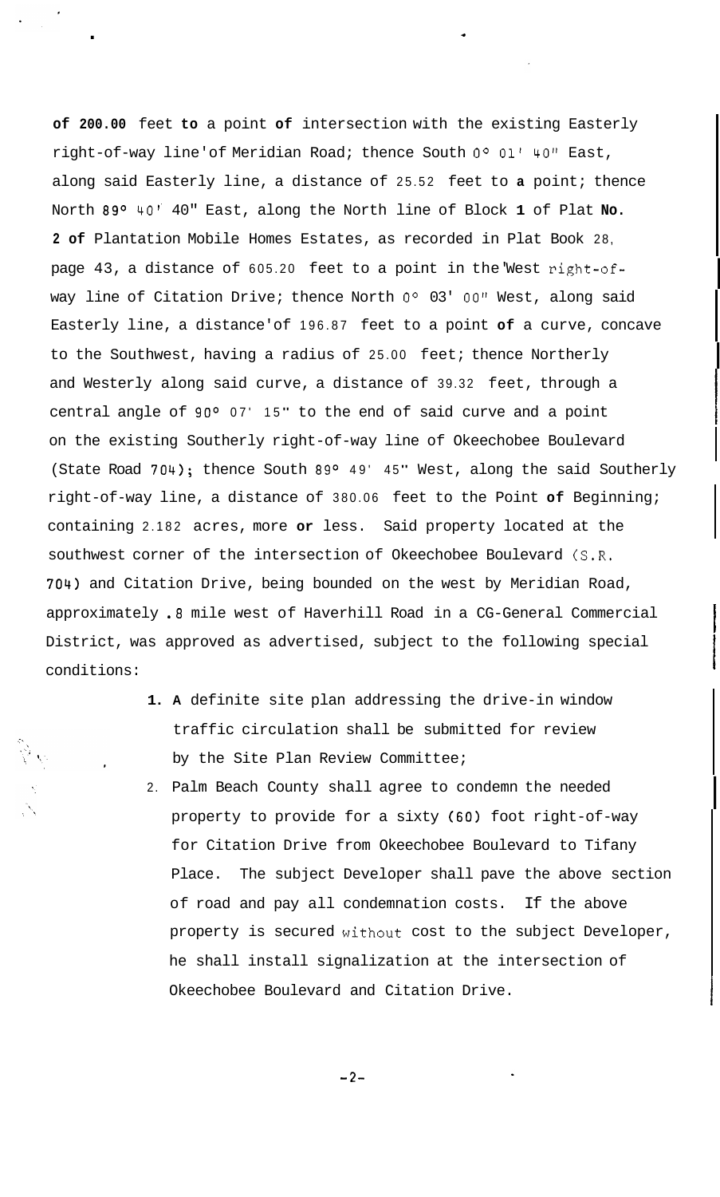of 200.00 feet to a point of intersection with the existing Easterly right-of-way line of Meridian Road; thence South 0° 01' 40" East, along said Easterly line, a distance of 25.52 feet to a point; thence North 89° 40' 40" East, along the North line of Block 1 of Plat No. 2 of Plantation Mobile Homes Estates, as recorded in Plat Book 28, page 43, a distance of 605.20 feet to a point in the West right-of-way line of Citation Drive; thence North 0° 03' 00" West, along said Easterly line, a distance of 196.87 feet to a point of a curve, concave to the Southwest, having a radius of 25.00 feet; thence Northerly and Westerly along said curve, a distance of 39.32 feet, through a central angle of 90° 07' 15" to the end of said curve and a point on the existing Southerly right-of-way line of Okeechobee Boulevard (State Road 704); thence South 89° 49' 45" West, along the said Southerly right-of-way line, a distance of 380.06 feet to the Point of Beginning; containing 2.182 acres, more or less. Said property located at the southwest corner of the intersection of Okeechobee Boulevard (S.R. 704) and Citation Drive, being bounded on the west by Meridian Road, approximately .8 mile west of Haverhill Road in a CG-General Commercial District, was approved as advertised, subject to the following special conditions:

1. A definite site plan addressing the drive-in window traffic circulation shall be submitted for review by the Site Plan Review Committee;
2. Palm Beach County shall agree to condemn the needed property to provide for a sixty (60) foot right-of-way for Citation Drive from Okeechobee Boulevard to Tifany Place. The subject Developer shall pave the above section of road and pay all condemnation costs. If the above property is secured without cost to the subject Developer, he shall install signalization at the intersection of Okeechobee Boulevard and Citation Drive.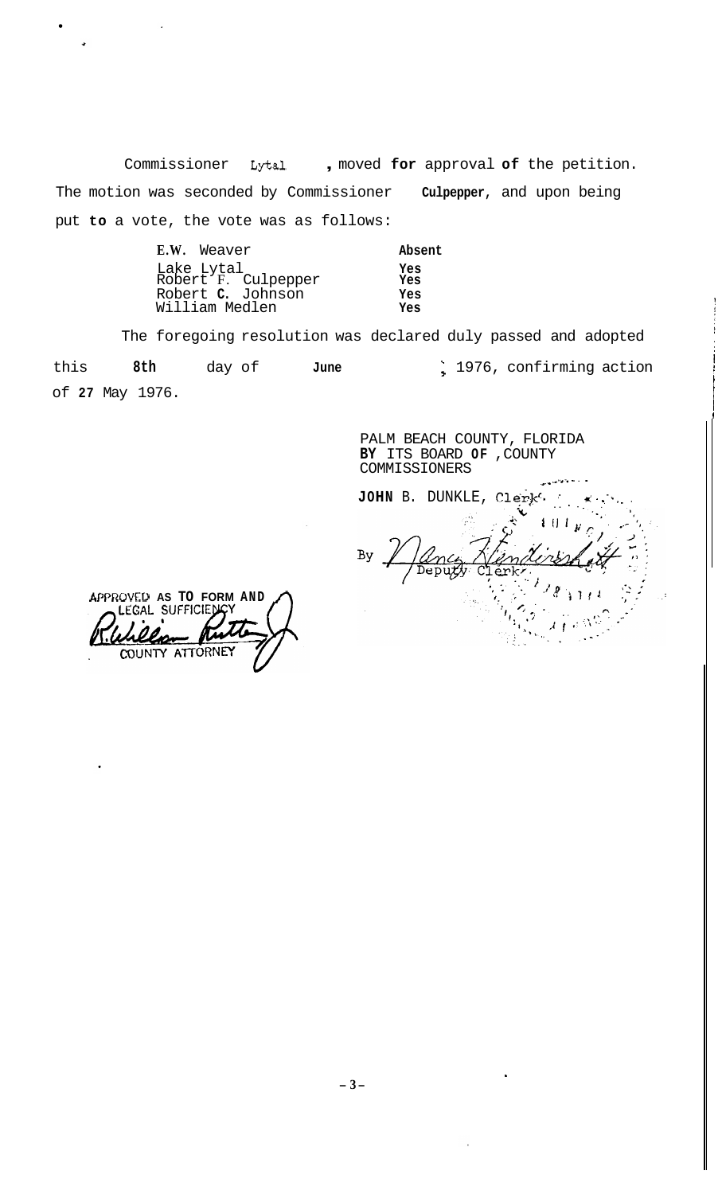Commissioner Lytal , moved for approval of the petition. The motion was seconded by Commissioner Culpepper, and upon being put to a vote, the vote was as follows:

| | |
|---|---|
| E.W. Weaver | Absent |
| Lake Lytal | Yes |
| Robert F. Culpepper | Yes |
| Robert C. Johnson | Yes |
| William Medlen | Yes |

The foregoing resolution was declared duly passed and adopted this 8th day of June , 1976, confirming action of 27 May 1976.

PALM BEACH COUNTY, FLORIDA
BY ITS BOARD OF COUNTY COMMISSIONERS

JOHN B. DUNKLE, Clerk

By ______________________
Deputy Clerk

APPROVED AS TO FORM AND LEGAL SUFFICIENCY

______________________
COUNTY ATTORNEY